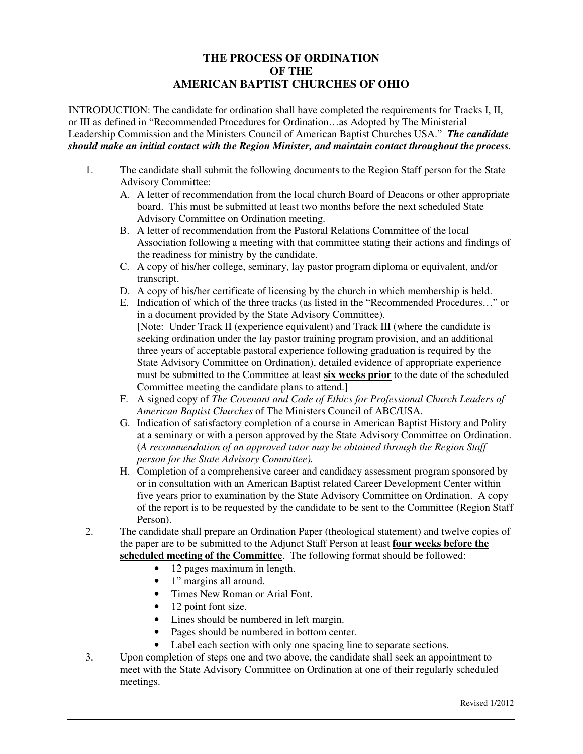# THE PROCESS OF ORDINATION OF THE AMERICAN BAPTIST CHURCHES OF OHIO

INTRODUCTION: The candidate for ordination shall have completed the requirements for Tracks I, II, or III as defined in "Recommended Procedures for Ordination…as Adopted by The Ministerial Leadership Commission and the Ministers Council of American Baptist Churches USA." ***The candidate should make an initial contact with the Region Minister, and maintain contact throughout the process.***

1. The candidate shall submit the following documents to the Region Staff person for the State Advisory Committee:
   - A. A letter of recommendation from the local church Board of Deacons or other appropriate board. This must be submitted at least two months before the next scheduled State Advisory Committee on Ordination meeting.
   - B. A letter of recommendation from the Pastoral Relations Committee of the local Association following a meeting with that committee stating their actions and findings of the readiness for ministry by the candidate.
   - C. A copy of his/her college, seminary, lay pastor program diploma or equivalent, and/or transcript.
   - D. A copy of his/her certificate of licensing by the church in which membership is held.
   - E. Indication of which of the three tracks (as listed in the "Recommended Procedures…" or in a document provided by the State Advisory Committee).
     [Note: Under Track II (experience equivalent) and Track III (where the candidate is seeking ordination under the lay pastor training program provision, and an additional three years of acceptable pastoral experience following graduation is required by the State Advisory Committee on Ordination), detailed evidence of appropriate experience must be submitted to the Committee at least <u>**six weeks prior**</u> to the date of the scheduled Committee meeting the candidate plans to attend.]
   - F. A signed copy of *The Covenant and Code of Ethics for Professional Church Leaders of American Baptist Churches* of The Ministers Council of ABC/USA.
   - G. Indication of satisfactory completion of a course in American Baptist History and Polity at a seminary or with a person approved by the State Advisory Committee on Ordination. (*A recommendation of an approved tutor may be obtained through the Region Staff person for the State Advisory Committee).*
   - H. Completion of a comprehensive career and candidacy assessment program sponsored by or in consultation with an American Baptist related Career Development Center within five years prior to examination by the State Advisory Committee on Ordination. A copy of the report is to be requested by the candidate to be sent to the Committee (Region Staff Person).
2. The candidate shall prepare an Ordination Paper (theological statement) and twelve copies of the paper are to be submitted to the Adjunct Staff Person at least <u>**four weeks before the scheduled meeting of the Committee**</u>. The following format should be followed:
   - 12 pages maximum in length.
   - 1" margins all around.
   - Times New Roman or Arial Font.
   - 12 point font size.
   - Lines should be numbered in left margin.
   - Pages should be numbered in bottom center.
   - Label each section with only one spacing line to separate sections.
3. Upon completion of steps one and two above, the candidate shall seek an appointment to meet with the State Advisory Committee on Ordination at one of their regularly scheduled meetings.

Revised 1/2012